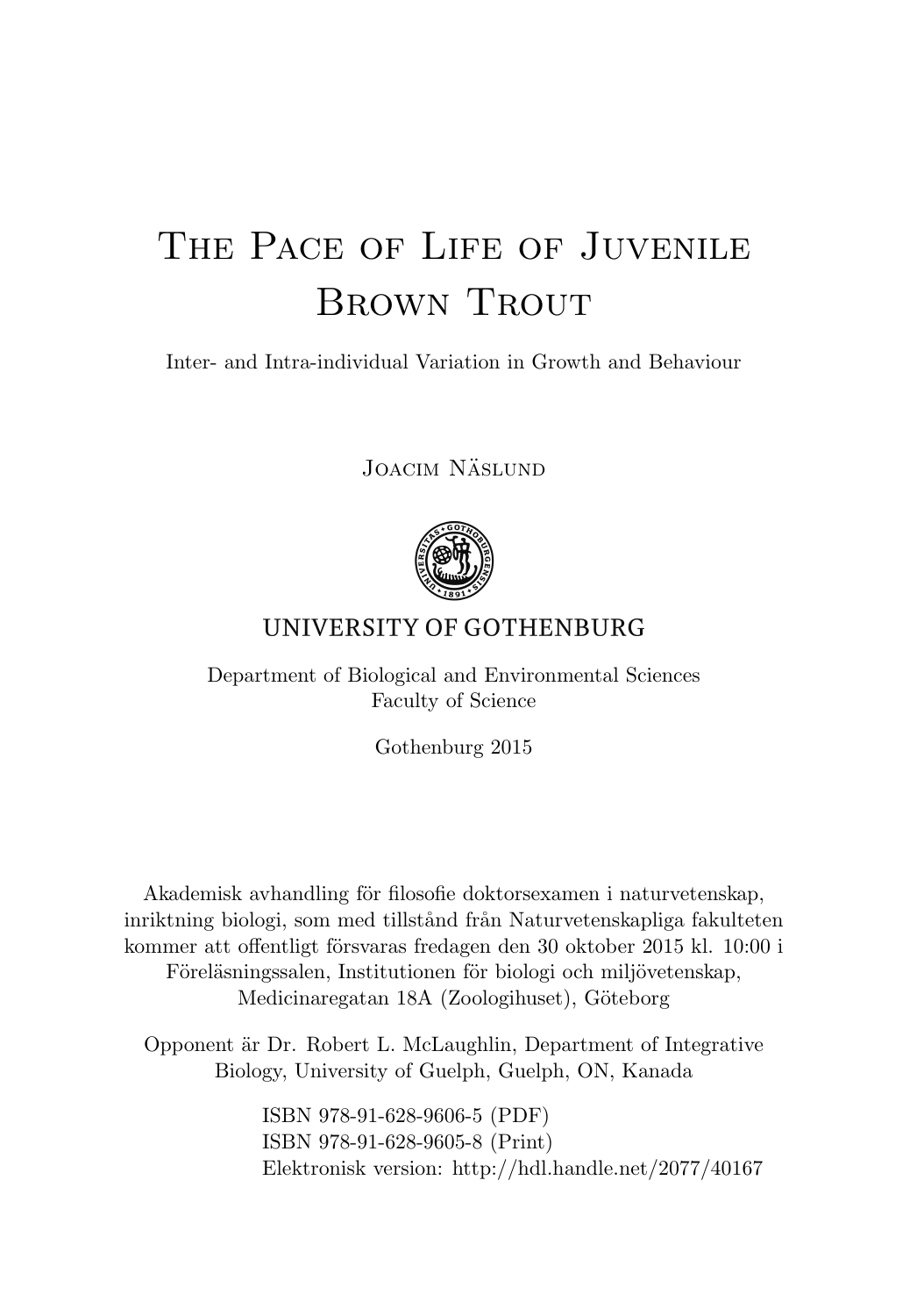# The Pace of Life of Juvenile Brown Trout

Inter- and Intra-individual Variation in Growth and Behaviour

Joacim Näslund

UNIVERSITY OF GOTHENBURG

Department of Biological and Environmental Sciences
Faculty of Science

Gothenburg 2015

Akademisk avhandling för filosofie doktorsexamen i naturvetenskap, inriktning biologi, som med tillstånd från Naturvetenskapliga fakulteten kommer att offentligt försvaras fredagen den 30 oktober 2015 kl. 10:00 i Föreläsningssalen, Institutionen för biologi och miljövetenskap, Medicinaregatan 18A (Zoologihuset), Göteborg

Opponent är Dr. Robert L. McLaughlin, Department of Integrative Biology, University of Guelph, Guelph, ON, Kanada

ISBN 978-91-628-9606-5 (PDF)
ISBN 978-91-628-9605-8 (Print)
Elektronisk version: http://hdl.handle.net/2077/40167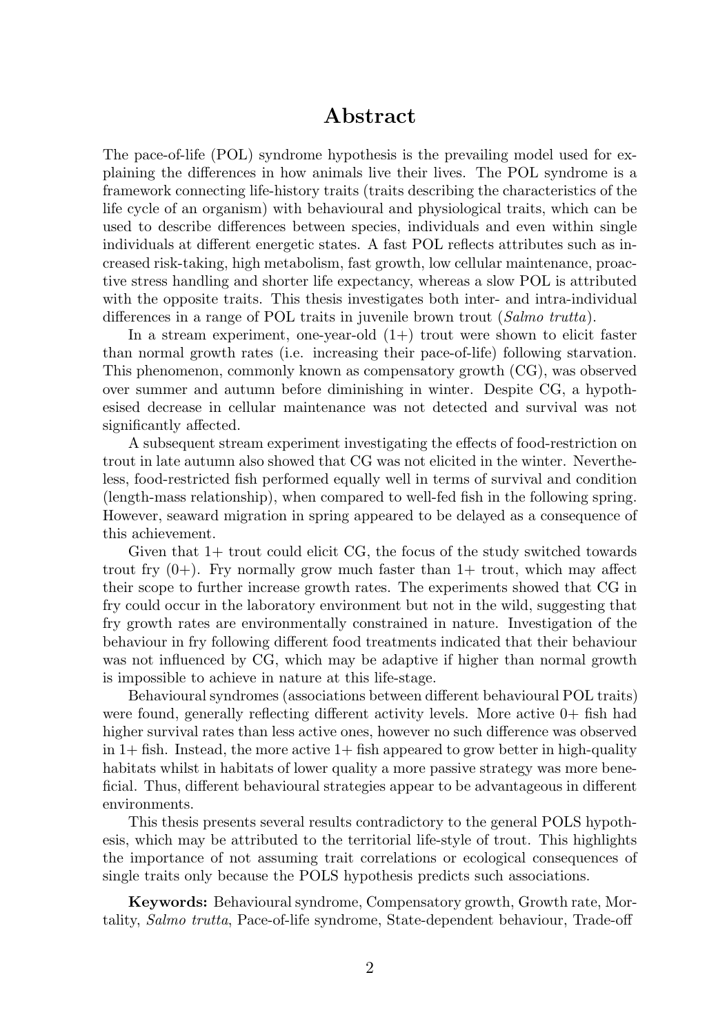# Abstract

The pace-of-life (POL) syndrome hypothesis is the prevailing model used for explaining the differences in how animals live their lives. The POL syndrome is a framework connecting life-history traits (traits describing the characteristics of the life cycle of an organism) with behavioural and physiological traits, which can be used to describe differences between species, individuals and even within single individuals at different energetic states. A fast POL reflects attributes such as increased risk-taking, high metabolism, fast growth, low cellular maintenance, proactive stress handling and shorter life expectancy, whereas a slow POL is attributed with the opposite traits. This thesis investigates both inter- and intra-individual differences in a range of POL traits in juvenile brown trout (*Salmo trutta*).

In a stream experiment, one-year-old (1+) trout were shown to elicit faster than normal growth rates (i.e. increasing their pace-of-life) following starvation. This phenomenon, commonly known as compensatory growth (CG), was observed over summer and autumn before diminishing in winter. Despite CG, a hypothesised decrease in cellular maintenance was not detected and survival was not significantly affected.

A subsequent stream experiment investigating the effects of food-restriction on trout in late autumn also showed that CG was not elicited in the winter. Nevertheless, food-restricted fish performed equally well in terms of survival and condition (length-mass relationship), when compared to well-fed fish in the following spring. However, seaward migration in spring appeared to be delayed as a consequence of this achievement.

Given that 1+ trout could elicit CG, the focus of the study switched towards trout fry (0+). Fry normally grow much faster than 1+ trout, which may affect their scope to further increase growth rates. The experiments showed that CG in fry could occur in the laboratory environment but not in the wild, suggesting that fry growth rates are environmentally constrained in nature. Investigation of the behaviour in fry following different food treatments indicated that their behaviour was not influenced by CG, which may be adaptive if higher than normal growth is impossible to achieve in nature at this life-stage.

Behavioural syndromes (associations between different behavioural POL traits) were found, generally reflecting different activity levels. More active 0+ fish had higher survival rates than less active ones, however no such difference was observed in 1+ fish. Instead, the more active 1+ fish appeared to grow better in high-quality habitats whilst in habitats of lower quality a more passive strategy was more beneficial. Thus, different behavioural strategies appear to be advantageous in different environments.

This thesis presents several results contradictory to the general POLS hypothesis, which may be attributed to the territorial life-style of trout. This highlights the importance of not assuming trait correlations or ecological consequences of single traits only because the POLS hypothesis predicts such associations.

**Keywords:** Behavioural syndrome, Compensatory growth, Growth rate, Mortality, *Salmo trutta*, Pace-of-life syndrome, State-dependent behaviour, Trade-off